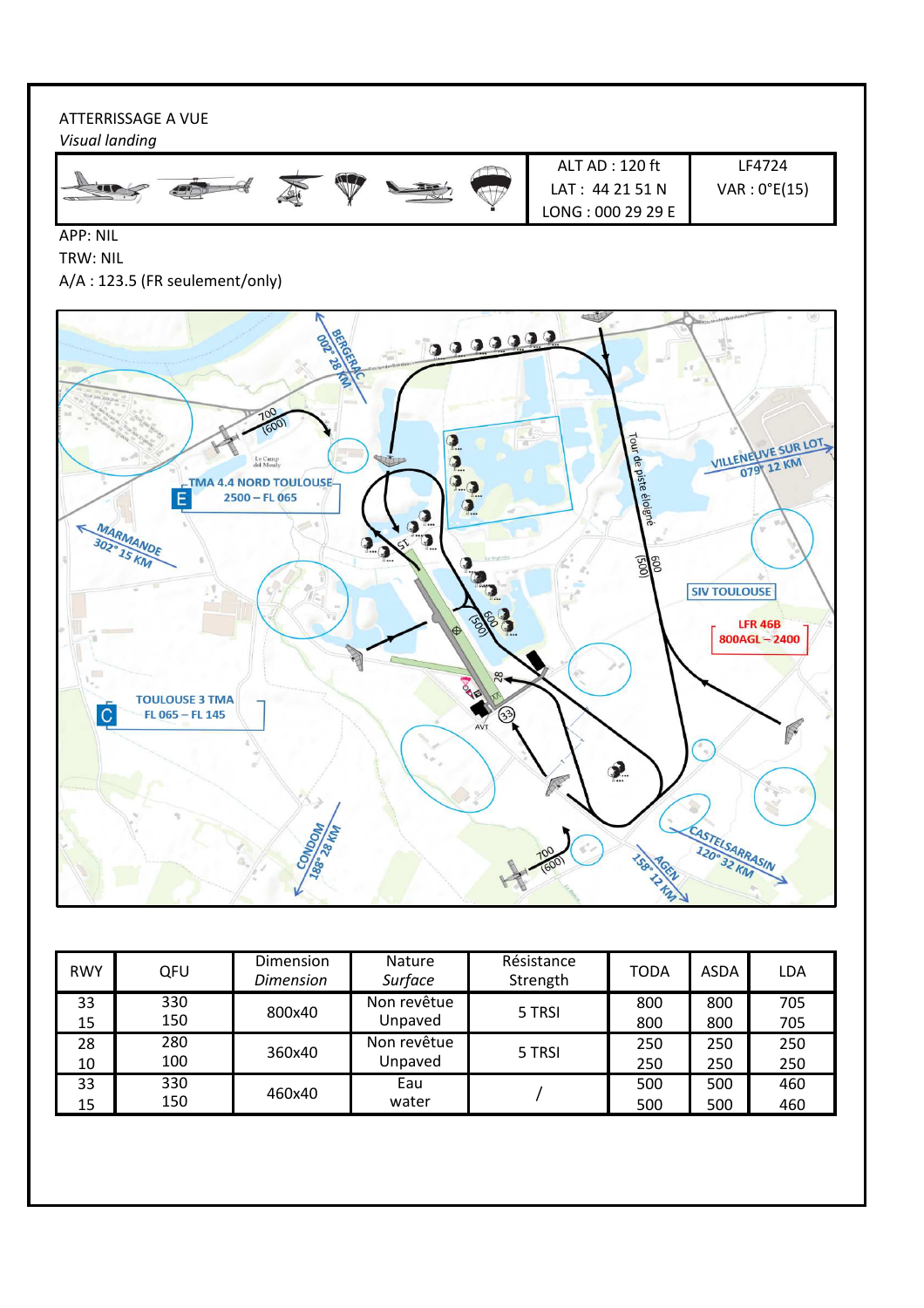ATTERRISSAGE A VUE

*Visual landing*

| | ALT AD : 120 ft<br>LAT : 44 21 51 N<br>LONG : 000 29 29 E | LF4724<br>VAR : 0°E(15) |
|---|---|---|

APP: NIL

TRW: NIL

A/A : 123.5 (FR seulement/only)

| RWY | QFU | Dimension<br>*Dimension* | Nature<br>*Surface* | Résistance<br>Strength | TODA | ASDA | LDA |
|---|---|---|---|---|---|---|---|
| 33<br>15 | 330<br>150 | 800x40 | Non revêtue<br>Unpaved | 5 TRSI | 800<br>800 | 800<br>800 | 705<br>705 |
| 28<br>10 | 280<br>100 | 360x40 | Non revêtue<br>Unpaved | 5 TRSI | 250<br>250 | 250<br>250 | 250<br>250 |
| 33<br>15 | 330<br>150 | 460x40 | Eau<br>water | / | 500<br>500 | 500<br>500 | 460<br>460 |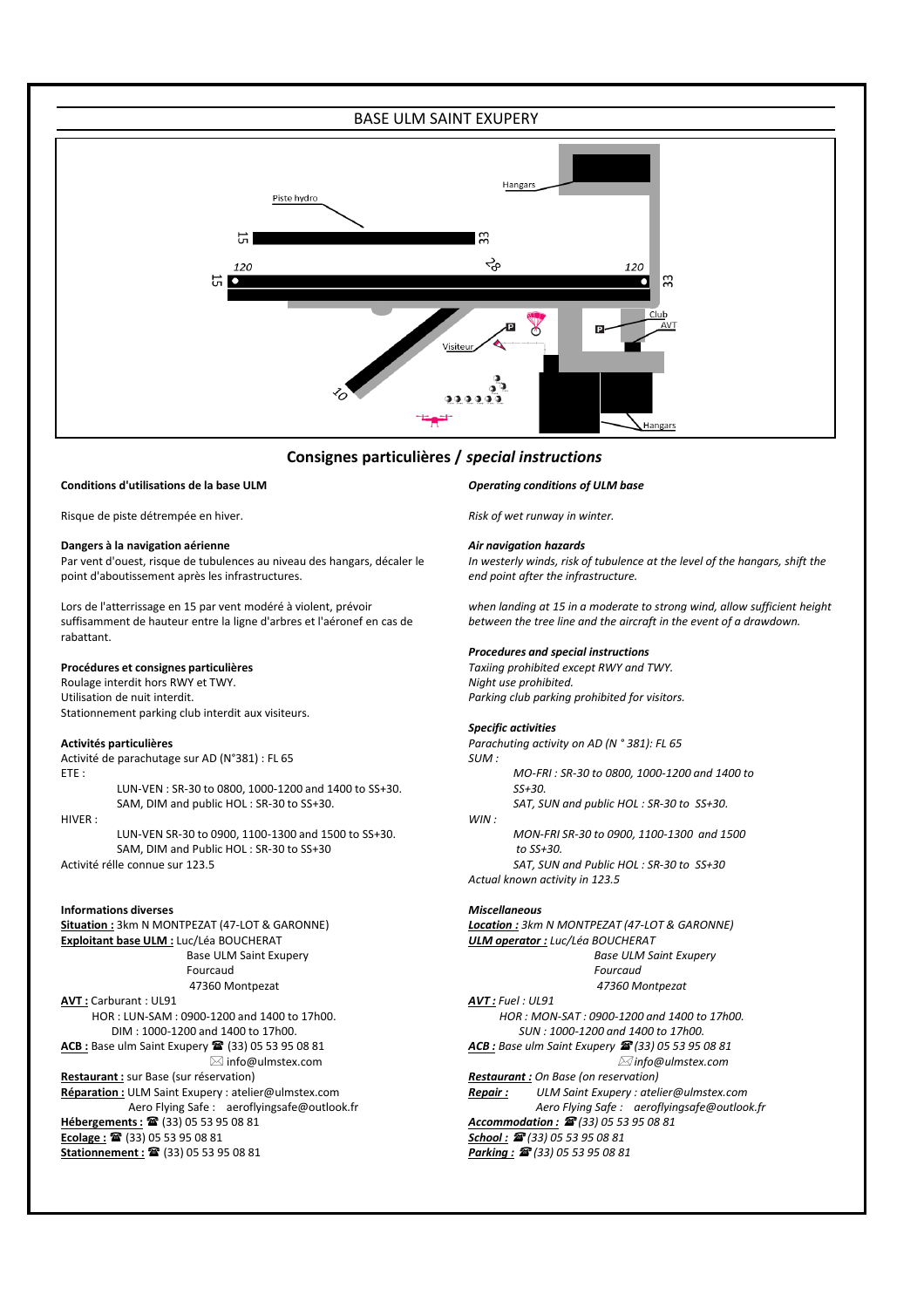# BASE ULM SAINT EXUPERY

Hangars

Piste hydro

15

33

120

28

120

15

33

Club

AVT

Visiteur

10

Hangars

## Consignes particulières / *special instructions*

**Conditions d'utilisations de la base ULM**

Risque de piste détrempée en hiver.

**Dangers à la navigation aérienne**

Par vent d'ouest, risque de tubulences au niveau des hangars, décaler le point d'aboutissement après les infrastructures.

Lors de l'atterrissage en 15 par vent modéré à violent, prévoir suffisamment de hauteur entre la ligne d'arbres et l'aéronef en cas de rabattant.

**Procédures et consignes particulières**

Roulage interdit hors RWY et TWY.
Utilisation de nuit interdit.
Stationnement parking club interdit aux visiteurs.

**Activités particulières**

Activité de parachutage sur AD (N°381) : FL 65

ETE :

LUN-VEN : SR-30 to 0800, 1000-1200 and 1400 to SS+30.
SAM, DIM and public HOL : SR-30 to SS+30.

HIVER :

LUN-VEN SR-30 to 0900, 1100-1300 and 1500 to SS+30.
SAM, DIM and Public HOL : SR-30 to SS+30

Activité rélle connue sur 123.5

**Informations diverses**

**Situation :** 3km N MONTPEZAT (47-LOT & GARONNE)

**Exploitant base ULM :** Luc/Léa BOUCHERAT
Base ULM Saint Exupery
Fourcaud
47360 Montpezat

**AVT :** Carburant : UL91
HOR : LUN-SAM : 0900-1200 and 1400 to 17h00.
DIM : 1000-1200 and 1400 to 17h00.

**ACB :** Base ulm Saint Exupery ☎ (33) 05 53 95 08 81
✉ info@ulmstex.com

**Restaurant :** sur Base (sur réservation)

**Réparation :** ULM Saint Exupery : atelier@ulmstex.com
Aero Flying Safe : aeroflyingsafe@outlook.fr

**Hébergements :** ☎ (33) 05 53 95 08 81

**Ecolage :** ☎ (33) 05 53 95 08 81

**Stationnement :** ☎ (33) 05 53 95 08 81

***Operating conditions of ULM base***

*Risk of wet runway in winter.*

***Air navigation hazards***

*In westerly winds, risk of tubulence at the level of the hangars, shift the end point after the infrastructure.*

*when landing at 15 in a moderate to strong wind, allow sufficient height between the tree line and the aircraft in the event of a drawdown.*

***Procedures and special instructions***

*Taxiing prohibited except RWY and TWY.*
*Night use prohibited.*
*Parking club parking prohibited for visitors.*

***Specific activities***

*Parachuting activity on AD (N ° 381): FL 65*

*SUM :*

*MO-FRI : SR-30 to 0800, 1000-1200 and 1400 to SS+30.*
*SAT, SUN and public HOL : SR-30 to SS+30.*

*WIN :*

*MON-FRI SR-30 to 0900, 1100-1300 and 1500 to SS+30.*
*SAT, SUN and Public HOL : SR-30 to SS+30*

*Actual known activity in 123.5*

***Miscellaneous***

***Location :*** *3km N MONTPEZAT (47-LOT & GARONNE)*

***ULM operator :*** *Luc/Léa BOUCHERAT*
*Base ULM Saint Exupery*
*Fourcaud*
*47360 Montpezat*

***AVT :*** *Fuel : UL91*
*HOR : MON-SAT : 0900-1200 and 1400 to 17h00.*
*SUN : 1000-1200 and 1400 to 17h00.*

***ACB :*** *Base ulm Saint Exupery ☎ (33) 05 53 95 08 81*
*✉ info@ulmstex.com*

***Restaurant :*** *On Base (on reservation)*

***Repair :*** *ULM Saint Exupery : atelier@ulmstex.com*
*Aero Flying Safe : aeroflyingsafe@outlook.fr*

***Accommodation :*** *☎ (33) 05 53 95 08 81*

***School :*** *☎ (33) 05 53 95 08 81*

***Parking :*** *☎ (33) 05 53 95 08 81*